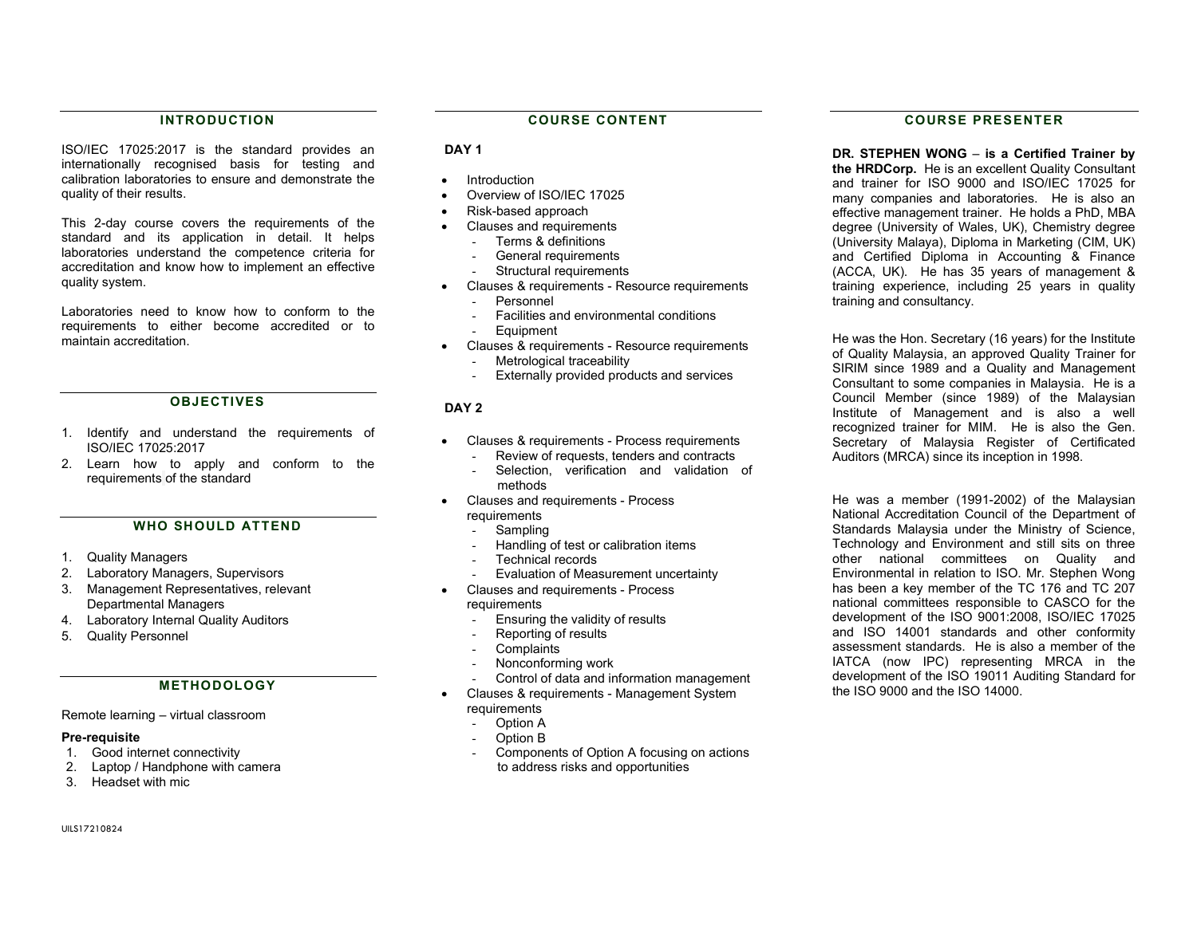## INTRODUCTION

ISO/IEC 17025:2017 is the standard provides an internationally recognised basis for testing and calibration laboratories to ensure and demonstrate the quality of their results.

This 2-day course covers the requirements of the standard and its application in detail. It helps laboratories understand the competence criteria for accreditation and know how to implement an effective quality system.

Laboratories need to know how to conform to the requirements to either become accredited or to maintain accreditation.

## OBJECTIVES

1. Identify and understand the requirements of ISO/IEC 17025:2017
2. Learn how to apply and conform to the requirements of the standard

## WHO SHOULD ATTEND

1. Quality Managers
2. Laboratory Managers, Supervisors
3. Management Representatives, relevant Departmental Managers
4. Laboratory Internal Quality Auditors
5. Quality Personnel

## METHODOLOGY

Remote learning – virtual classroom

**Pre-requisite**

1. Good internet connectivity
2. Laptop / Handphone with camera
3. Headset with mic

UILS17210824

## COURSE CONTENT

**DAY 1**

- Introduction
- Overview of ISO/IEC 17025
- Risk-based approach
- Clauses and requirements
  - Terms & definitions
  - General requirements
  - Structural requirements
- Clauses & requirements - Resource requirements
  - Personnel
  - Facilities and environmental conditions
  - Equipment
- Clauses & requirements - Resource requirements
  - Metrological traceability
  - Externally provided products and services

**DAY 2**

- Clauses & requirements - Process requirements
  - Review of requests, tenders and contracts
  - Selection, verification and validation of methods
- Clauses and requirements - Process requirements
  - Sampling
  - Handling of test or calibration items
  - Technical records
  - Evaluation of Measurement uncertainty
- Clauses and requirements - Process requirements
  - Ensuring the validity of results
  - Reporting of results
  - Complaints
  - Nonconforming work
  - Control of data and information management
- Clauses & requirements - Management System requirements
  - Option A
  - Option B
  - Components of Option A focusing on actions to address risks and opportunities

## COURSE PRESENTER

**DR. STEPHEN WONG – is a Certified Trainer by the HRDCorp.** He is an excellent Quality Consultant and trainer for ISO 9000 and ISO/IEC 17025 for many companies and laboratories. He is also an effective management trainer. He holds a PhD, MBA degree (University of Wales, UK), Chemistry degree (University Malaya), Diploma in Marketing (CIM, UK) and Certified Diploma in Accounting & Finance (ACCA, UK). He has 35 years of management & training experience, including 25 years in quality training and consultancy.

He was the Hon. Secretary (16 years) for the Institute of Quality Malaysia, an approved Quality Trainer for SIRIM since 1989 and a Quality and Management Consultant to some companies in Malaysia. He is a Council Member (since 1989) of the Malaysian Institute of Management and is also a well recognized trainer for MIM. He is also the Gen. Secretary of Malaysia Register of Certificated Auditors (MRCA) since its inception in 1998.

He was a member (1991-2002) of the Malaysian National Accreditation Council of the Department of Standards Malaysia under the Ministry of Science, Technology and Environment and still sits on three other national committees on Quality and Environmental in relation to ISO. Mr. Stephen Wong has been a key member of the TC 176 and TC 207 national committees responsible to CASCO for the development of the ISO 9001:2008, ISO/IEC 17025 and ISO 14001 standards and other conformity assessment standards. He is also a member of the IATCA (now IPC) representing MRCA in the development of the ISO 19011 Auditing Standard for the ISO 9000 and the ISO 14000.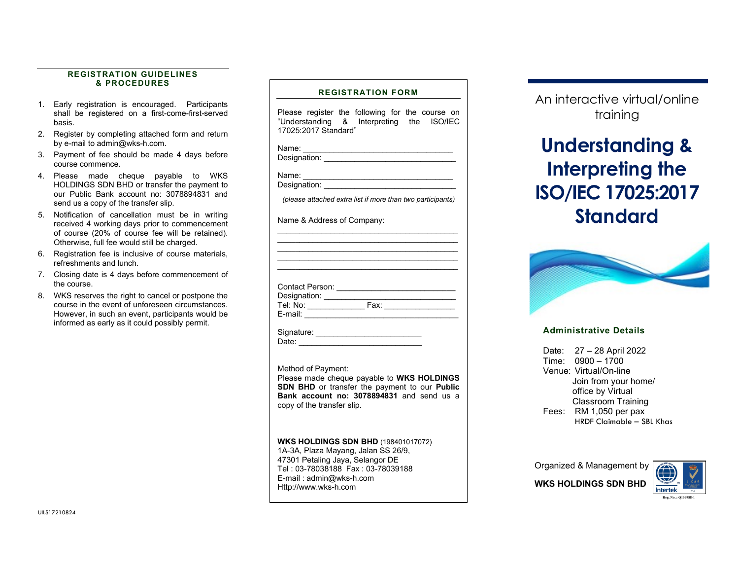## REGISTRATION GUIDELINES & PROCEDURES

1. Early registration is encouraged. Participants shall be registered on a first-come-first-served basis.
2. Register by completing attached form and return by e-mail to admin@wks-h.com.
3. Payment of fee should be made 4 days before course commence.
4. Please made cheque payable to WKS HOLDINGS SDN BHD or transfer the payment to our Public Bank account no: 3078894831 and send us a copy of the transfer slip.
5. Notification of cancellation must be in writing received 4 working days prior to commencement of course (20% of course fee will be retained). Otherwise, full fee would still be charged.
6. Registration fee is inclusive of course materials, refreshments and lunch.
7. Closing date is 4 days before commencement of the course.
8. WKS reserves the right to cancel or postpone the course in the event of unforeseen circumstances. However, in such an event, participants would be informed as early as it could possibly permit.

UILS17210824

## REGISTRATION FORM

Please register the following for the course on "Understanding & Interpreting the ISO/IEC 17025:2017 Standard"

Name: ________________________________
Designation: ____________________________

Name: ________________________________
Designation: ____________________________

*(please attached extra list if more than two participants)*

Name & Address of Company:
________________________________________
________________________________________
________________________________________
________________________________________
________________________________________

Contact Person: _________________________
Designation: ____________________________
Tel: No: ____________ Fax: _______________
E-mail: _________________________________

Signature: _______________________
Date: ___________________________

Method of Payment:
Please made cheque payable to **WKS HOLDINGS SDN BHD** or transfer the payment to our **Public Bank account no: 3078894831** and send us a copy of the transfer slip.

**WKS HOLDINGS SDN BHD** (198401017072)
1A-3A, Plaza Mayang, Jalan SS 26/9,
47301 Petaling Jaya, Selangor DE
Tel : 03-78038188 Fax : 03-78039188
E-mail : admin@wks-h.com
Http://www.wks-h.com

An interactive virtual/online training

# Understanding & Interpreting the ISO/IEC 17025:2017 Standard

### Administrative Details

Date: 27 – 28 April 2022
Time: 0900 – 1700
Venue: Virtual/On-line
Join from your home/ office by Virtual Classroom Training
Fees: RM 1,050 per pax
HRDF Claimable – SBL Khas

Organized & Management by

**WKS HOLDINGS SDN BHD**

Reg. No. : Q109988-1